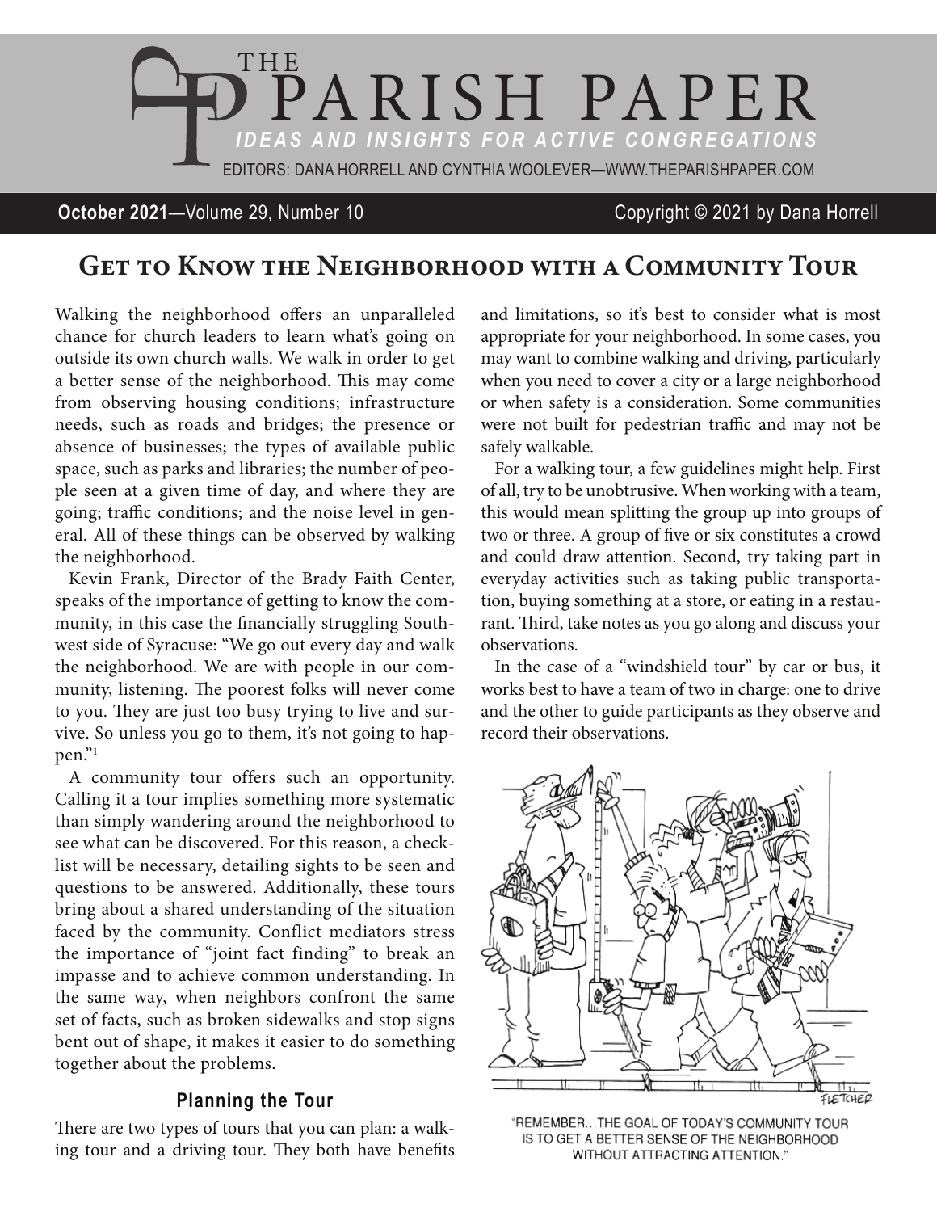# THE PARISH PAPER

*IDEAS AND INSIGHTS FOR ACTIVE CONGREGATIONS*

EDITORS: DANA HORRELL AND CYNTHIA WOOLEVER—WWW.THEPARISHPAPER.COM

**October 2021**—Volume 29, Number 10 Copyright © 2021 by Dana Horrell

## Get to Know the Neighborhood with a Community Tour

Walking the neighborhood offers an unparalleled chance for church leaders to learn what's going on outside its own church walls. We walk in order to get a better sense of the neighborhood. This may come from observing housing conditions; infrastructure needs, such as roads and bridges; the presence or absence of businesses; the types of available public space, such as parks and libraries; the number of people seen at a given time of day, and where they are going; traffic conditions; and the noise level in general. All of these things can be observed by walking the neighborhood.

Kevin Frank, Director of the Brady Faith Center, speaks of the importance of getting to know the community, in this case the financially struggling Southwest side of Syracuse: "We go out every day and walk the neighborhood. We are with people in our community, listening. The poorest folks will never come to you. They are just too busy trying to live and survive. So unless you go to them, it's not going to happen."[1]

A community tour offers such an opportunity. Calling it a tour implies something more systematic than simply wandering around the neighborhood to see what can be discovered. For this reason, a checklist will be necessary, detailing sights to be seen and questions to be answered. Additionally, these tours bring about a shared understanding of the situation faced by the community. Conflict mediators stress the importance of "joint fact finding" to break an impasse and to achieve common understanding. In the same way, when neighbors confront the same set of facts, such as broken sidewalks and stop signs bent out of shape, it makes it easier to do something together about the problems.

### Planning the Tour

There are two types of tours that you can plan: a walking tour and a driving tour. They both have benefits and limitations, so it's best to consider what is most appropriate for your neighborhood. In some cases, you may want to combine walking and driving, particularly when you need to cover a city or a large neighborhood or when safety is a consideration. Some communities were not built for pedestrian traffic and may not be safely walkable.

For a walking tour, a few guidelines might help. First of all, try to be unobtrusive. When working with a team, this would mean splitting the group up into groups of two or three. A group of five or six constitutes a crowd and could draw attention. Second, try taking part in everyday activities such as taking public transportation, buying something at a store, or eating in a restaurant. Third, take notes as you go along and discuss your observations.

In the case of a "windshield tour" by car or bus, it works best to have a team of two in charge: one to drive and the other to guide participants as they observe and record their observations.

"REMEMBER...THE GOAL OF TODAY'S COMMUNITY TOUR IS TO GET A BETTER SENSE OF THE NEIGHBORHOOD WITHOUT ATTRACTING ATTENTION."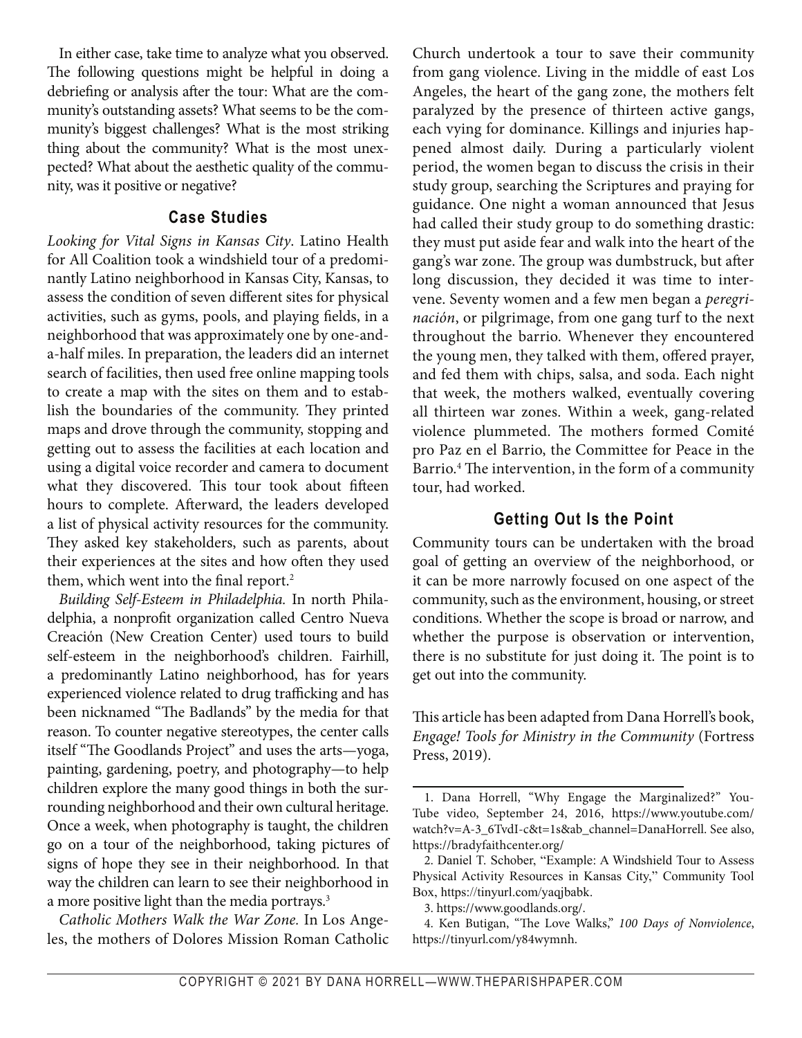In either case, take time to analyze what you observed. The following questions might be helpful in doing a debriefing or analysis after the tour: What are the community's outstanding assets? What seems to be the community's biggest challenges? What is the most striking thing about the community? What is the most unexpected? What about the aesthetic quality of the community, was it positive or negative?

## Case Studies

*Looking for Vital Signs in Kansas City*. Latino Health for All Coalition took a windshield tour of a predominantly Latino neighborhood in Kansas City, Kansas, to assess the condition of seven different sites for physical activities, such as gyms, pools, and playing fields, in a neighborhood that was approximately one by one-and-a-half miles. In preparation, the leaders did an internet search of facilities, then used free online mapping tools to create a map with the sites on them and to establish the boundaries of the community. They printed maps and drove through the community, stopping and getting out to assess the facilities at each location and using a digital voice recorder and camera to document what they discovered. This tour took about fifteen hours to complete. Afterward, the leaders developed a list of physical activity resources for the community. They asked key stakeholders, such as parents, about their experiences at the sites and how often they used them, which went into the final report.[2]

*Building Self-Esteem in Philadelphia.* In north Philadelphia, a nonprofit organization called Centro Nueva Creación (New Creation Center) used tours to build self-esteem in the neighborhood's children. Fairhill, a predominantly Latino neighborhood, has for years experienced violence related to drug trafficking and has been nicknamed "The Badlands" by the media for that reason. To counter negative stereotypes, the center calls itself "The Goodlands Project" and uses the arts—yoga, painting, gardening, poetry, and photography—to help children explore the many good things in both the surrounding neighborhood and their own cultural heritage. Once a week, when photography is taught, the children go on a tour of the neighborhood, taking pictures of signs of hope they see in their neighborhood. In that way the children can learn to see their neighborhood in a more positive light than the media portrays.[3]

*Catholic Mothers Walk the War Zone.* In Los Angeles, the mothers of Dolores Mission Roman Catholic Church undertook a tour to save their community from gang violence. Living in the middle of east Los Angeles, the heart of the gang zone, the mothers felt paralyzed by the presence of thirteen active gangs, each vying for dominance. Killings and injuries happened almost daily. During a particularly violent period, the women began to discuss the crisis in their study group, searching the Scriptures and praying for guidance. One night a woman announced that Jesus had called their study group to do something drastic: they must put aside fear and walk into the heart of the gang's war zone. The group was dumbstruck, but after long discussion, they decided it was time to intervene. Seventy women and a few men began a *peregrinación*, or pilgrimage, from one gang turf to the next throughout the barrio. Whenever they encountered the young men, they talked with them, offered prayer, and fed them with chips, salsa, and soda. Each night that week, the mothers walked, eventually covering all thirteen war zones. Within a week, gang-related violence plummeted. The mothers formed Comité pro Paz en el Barrio, the Committee for Peace in the Barrio.[4] The intervention, in the form of a community tour, had worked.

## Getting Out Is the Point

Community tours can be undertaken with the broad goal of getting an overview of the neighborhood, or it can be more narrowly focused on one aspect of the community, such as the environment, housing, or street conditions. Whether the scope is broad or narrow, and whether the purpose is observation or intervention, there is no substitute for just doing it. The point is to get out into the community.

This article has been adapted from Dana Horrell's book, *Engage! Tools for Ministry in the Community* (Fortress Press, 2019).

---

1. Dana Horrell, "Why Engage the Marginalized?" YouTube video, September 24, 2016, https://www.youtube.com/watch?v=A-3_6TvdI-c&t=1s&ab_channel=DanaHorrell. See also, https://bradyfaithcenter.org/

2. Daniel T. Schober, "Example: A Windshield Tour to Assess Physical Activity Resources in Kansas City," Community Tool Box, https://tinyurl.com/yaqjbabk.

3. https://www.goodlands.org/.

4. Ken Butigan, "The Love Walks," *100 Days of Nonviolence*, https://tinyurl.com/y84wymnh.

COPYRIGHT © 2021 BY DANA HORRELL—WWW.THEPARISHPAPER.COM